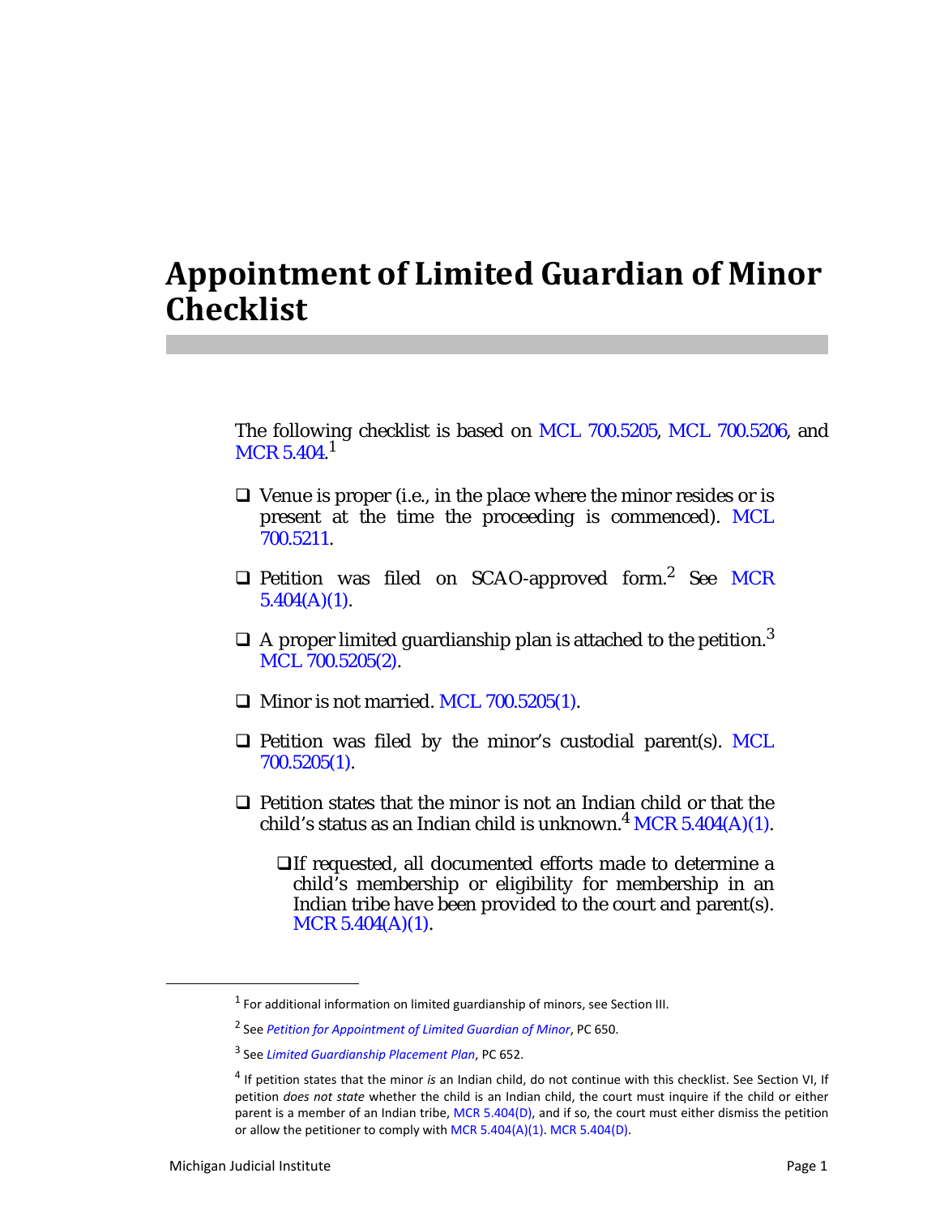# Appointment of Limited Guardian of Minor Checklist

The following checklist is based on MCL 700.5205, MCL 700.5206, and MCR 5.404.[1]

- ❑ Venue is proper (i.e., in the place where the minor resides or is present at the time the proceeding is commenced). MCL 700.5211.
- ❑ Petition was filed on SCAO-approved form.[2] See MCR 5.404(A)(1).
- ❑ A proper limited guardianship plan is attached to the petition.[3] MCL 700.5205(2).
- ❑ Minor is not married. MCL 700.5205(1).
- ❑ Petition was filed by the minor's custodial parent(s). MCL 700.5205(1).
- ❑ Petition states that the minor is not an Indian child or that the child's status as an Indian child is unknown.[4] MCR 5.404(A)(1).
  - ❑ If requested, all documented efforts made to determine a child's membership or eligibility for membership in an Indian tribe have been provided to the court and parent(s). MCR 5.404(A)(1).

---

[1] For additional information on limited guardianship of minors, see Section III.

[2] See *Petition for Appointment of Limited Guardian of Minor*, PC 650.

[3] See *Limited Guardianship Placement Plan*, PC 652.

[4] If petition states that the minor *is* an Indian child, do not continue with this checklist. See Section VI, If petition *does not state* whether the child is an Indian child, the court must inquire if the child or either parent is a member of an Indian tribe, MCR 5.404(D), and if so, the court must either dismiss the petition or allow the petitioner to comply with MCR 5.404(A)(1). MCR 5.404(D).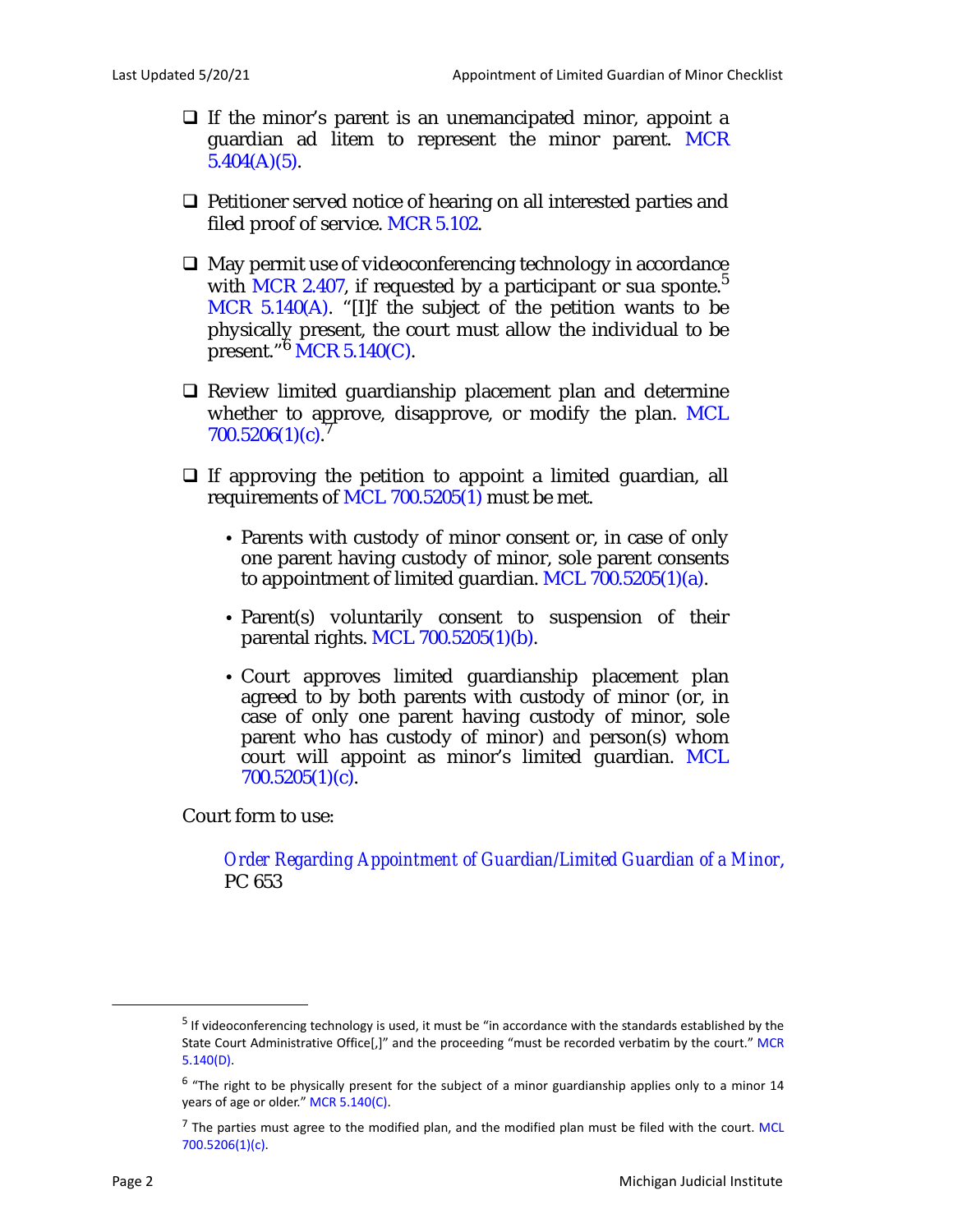- ❑ If the minor's parent is an unemancipated minor, appoint a guardian ad litem to represent the minor parent. MCR 5.404(A)(5).

- ❑ Petitioner served notice of hearing on all interested parties and filed proof of service. MCR 5.102.

- ❑ May permit use of videoconferencing technology in accordance with MCR 2.407, if requested by a participant or sua sponte.[5] MCR 5.140(A). "[I]f the subject of the petition wants to be physically present, the court must allow the individual to be present."[6] MCR 5.140(C).

- ❑ Review limited guardianship placement plan and determine whether to approve, disapprove, or modify the plan. MCL 700.5206(1)(c).[7]

- ❑ If approving the petition to appoint a limited guardian, all requirements of MCL 700.5205(1) must be met.

  - Parents with custody of minor consent or, in case of only one parent having custody of minor, sole parent consents to appointment of limited guardian. MCL 700.5205(1)(a).

  - Parent(s) voluntarily consent to suspension of their parental rights. MCL 700.5205(1)(b).

  - Court approves limited guardianship placement plan agreed to by both parents with custody of minor (or, in case of only one parent having custody of minor, sole parent who has custody of minor) *and* person(s) whom court will appoint as minor's limited guardian. MCL 700.5205(1)(c).

Court form to use:

*Order Regarding Appointment of Guardian/Limited Guardian of a Minor*, PC 653

---

[5] If videoconferencing technology is used, it must be "in accordance with the standards established by the State Court Administrative Office[,]" and the proceeding "must be recorded verbatim by the court." MCR 5.140(D).

[6] "The right to be physically present for the subject of a minor guardianship applies only to a minor 14 years of age or older." MCR 5.140(C).

[7] The parties must agree to the modified plan, and the modified plan must be filed with the court. MCL 700.5206(1)(c).